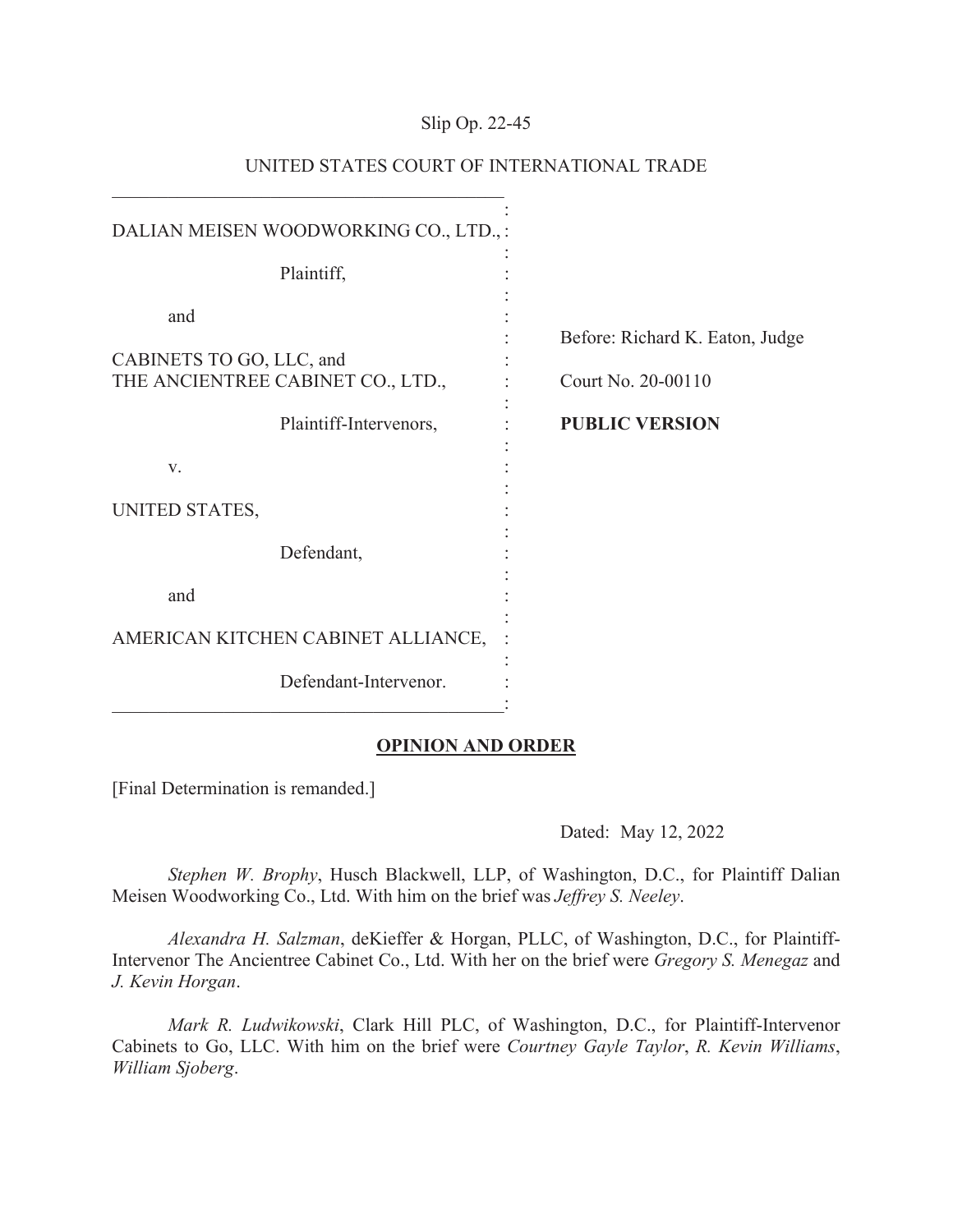Slip Op. 22-45

UNITED STATES COURT OF INTERNATIONAL TRADE

DALIAN MEISEN WOODWORKING CO., LTD.,

Plaintiff,

and

CABINETS TO GO, LLC, and
THE ANCIENTREE CABINET CO., LTD.,

Plaintiff-Intervenors,

v.

UNITED STATES,

Defendant,

and

AMERICAN KITCHEN CABINET ALLIANCE,

Defendant-Intervenor.

Before: Richard K. Eaton, Judge

Court No. 20-00110

**PUBLIC VERSION**

## OPINION AND ORDER

[Final Determination is remanded.]

Dated: May 12, 2022

*Stephen W. Brophy*, Husch Blackwell, LLP, of Washington, D.C., for Plaintiff Dalian Meisen Woodworking Co., Ltd. With him on the brief was *Jeffrey S. Neeley*.

*Alexandra H. Salzman*, deKieffer & Horgan, PLLC, of Washington, D.C., for Plaintiff-Intervenor The Ancientree Cabinet Co., Ltd. With her on the brief were *Gregory S. Menegaz* and *J. Kevin Horgan*.

*Mark R. Ludwikowski*, Clark Hill PLC, of Washington, D.C., for Plaintiff-Intervenor Cabinets to Go, LLC. With him on the brief were *Courtney Gayle Taylor*, *R. Kevin Williams*, *William Sjoberg*.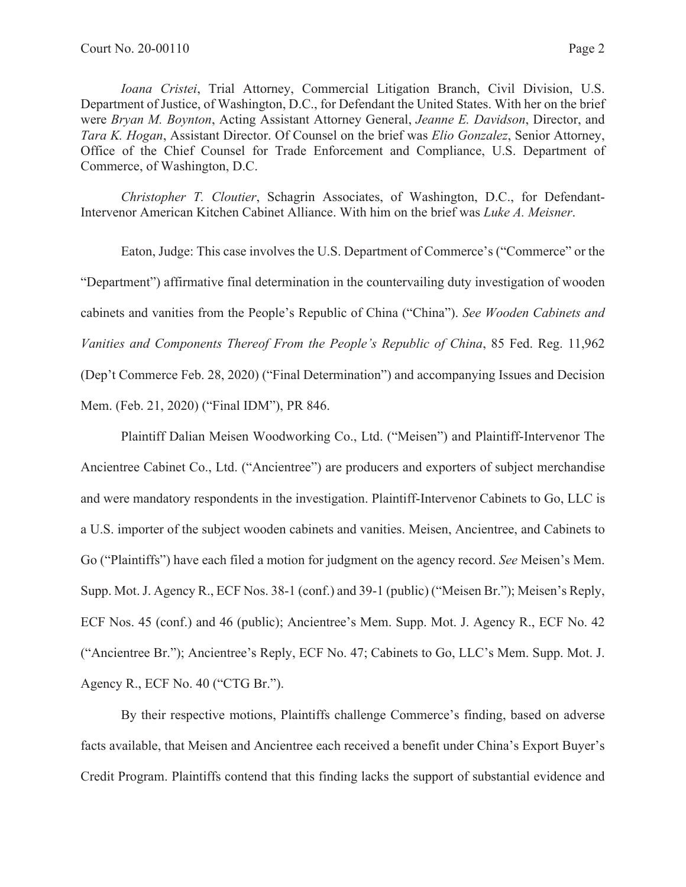*Ioana Cristei*, Trial Attorney, Commercial Litigation Branch, Civil Division, U.S. Department of Justice, of Washington, D.C., for Defendant the United States. With her on the brief were *Bryan M. Boynton*, Acting Assistant Attorney General, *Jeanne E. Davidson*, Director, and *Tara K. Hogan*, Assistant Director. Of Counsel on the brief was *Elio Gonzalez*, Senior Attorney, Office of the Chief Counsel for Trade Enforcement and Compliance, U.S. Department of Commerce, of Washington, D.C.

*Christopher T. Cloutier*, Schagrin Associates, of Washington, D.C., for Defendant-Intervenor American Kitchen Cabinet Alliance. With him on the brief was *Luke A. Meisner*.

Eaton, Judge: This case involves the U.S. Department of Commerce's ("Commerce" or the "Department") affirmative final determination in the countervailing duty investigation of wooden cabinets and vanities from the People's Republic of China ("China"). *See Wooden Cabinets and Vanities and Components Thereof From the People's Republic of China*, 85 Fed. Reg. 11,962 (Dep't Commerce Feb. 28, 2020) ("Final Determination") and accompanying Issues and Decision Mem. (Feb. 21, 2020) ("Final IDM"), PR 846.

Plaintiff Dalian Meisen Woodworking Co., Ltd. ("Meisen") and Plaintiff-Intervenor The Ancientree Cabinet Co., Ltd. ("Ancientree") are producers and exporters of subject merchandise and were mandatory respondents in the investigation. Plaintiff-Intervenor Cabinets to Go, LLC is a U.S. importer of the subject wooden cabinets and vanities. Meisen, Ancientree, and Cabinets to Go ("Plaintiffs") have each filed a motion for judgment on the agency record. *See* Meisen's Mem. Supp. Mot. J. Agency R., ECF Nos. 38-1 (conf.) and 39-1 (public) ("Meisen Br."); Meisen's Reply, ECF Nos. 45 (conf.) and 46 (public); Ancientree's Mem. Supp. Mot. J. Agency R., ECF No. 42 ("Ancientree Br."); Ancientree's Reply, ECF No. 47; Cabinets to Go, LLC's Mem. Supp. Mot. J. Agency R., ECF No. 40 ("CTG Br.").

By their respective motions, Plaintiffs challenge Commerce's finding, based on adverse facts available, that Meisen and Ancientree each received a benefit under China's Export Buyer's Credit Program. Plaintiffs contend that this finding lacks the support of substantial evidence and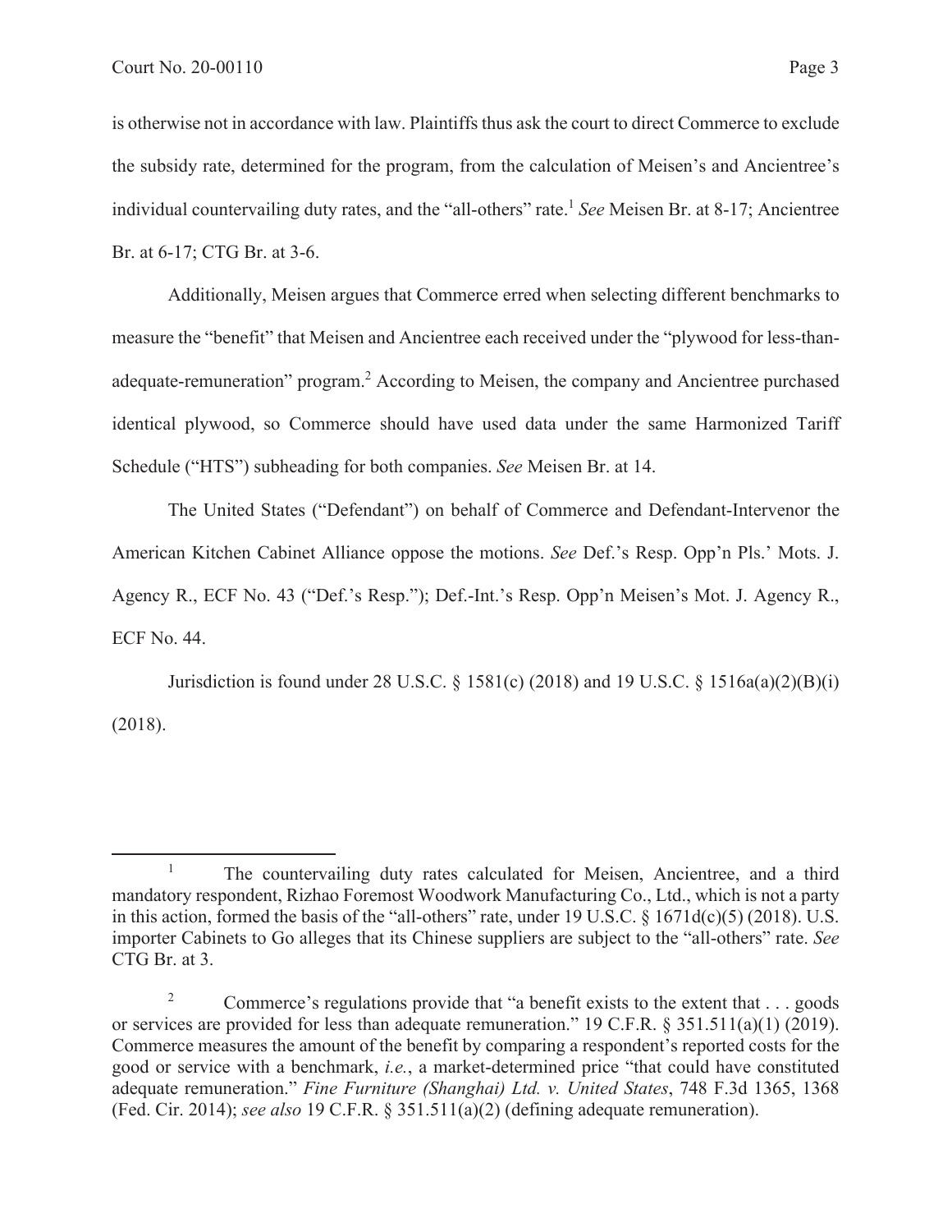is otherwise not in accordance with law. Plaintiffs thus ask the court to direct Commerce to exclude the subsidy rate, determined for the program, from the calculation of Meisen's and Ancientree's individual countervailing duty rates, and the "all-others" rate.[1] *See* Meisen Br. at 8-17; Ancientree Br. at 6-17; CTG Br. at 3-6.

Additionally, Meisen argues that Commerce erred when selecting different benchmarks to measure the "benefit" that Meisen and Ancientree each received under the "plywood for less-than-adequate-remuneration" program.[2] According to Meisen, the company and Ancientree purchased identical plywood, so Commerce should have used data under the same Harmonized Tariff Schedule ("HTS") subheading for both companies. *See* Meisen Br. at 14.

The United States ("Defendant") on behalf of Commerce and Defendant-Intervenor the American Kitchen Cabinet Alliance oppose the motions. *See* Def.'s Resp. Opp'n Pls.' Mots. J. Agency R., ECF No. 43 ("Def.'s Resp."); Def.-Int.'s Resp. Opp'n Meisen's Mot. J. Agency R., ECF No. 44.

Jurisdiction is found under 28 U.S.C. § 1581(c) (2018) and 19 U.S.C. § 1516a(a)(2)(B)(i) (2018).

---

[1] The countervailing duty rates calculated for Meisen, Ancientree, and a third mandatory respondent, Rizhao Foremost Woodwork Manufacturing Co., Ltd., which is not a party in this action, formed the basis of the "all-others" rate, under 19 U.S.C. § 1671d(c)(5) (2018). U.S. importer Cabinets to Go alleges that its Chinese suppliers are subject to the "all-others" rate. *See* CTG Br. at 3.

[2] Commerce's regulations provide that "a benefit exists to the extent that . . . goods or services are provided for less than adequate remuneration." 19 C.F.R. § 351.511(a)(1) (2019). Commerce measures the amount of the benefit by comparing a respondent's reported costs for the good or service with a benchmark, *i.e.*, a market-determined price "that could have constituted adequate remuneration." *Fine Furniture (Shanghai) Ltd. v. United States*, 748 F.3d 1365, 1368 (Fed. Cir. 2014); *see also* 19 C.F.R. § 351.511(a)(2) (defining adequate remuneration).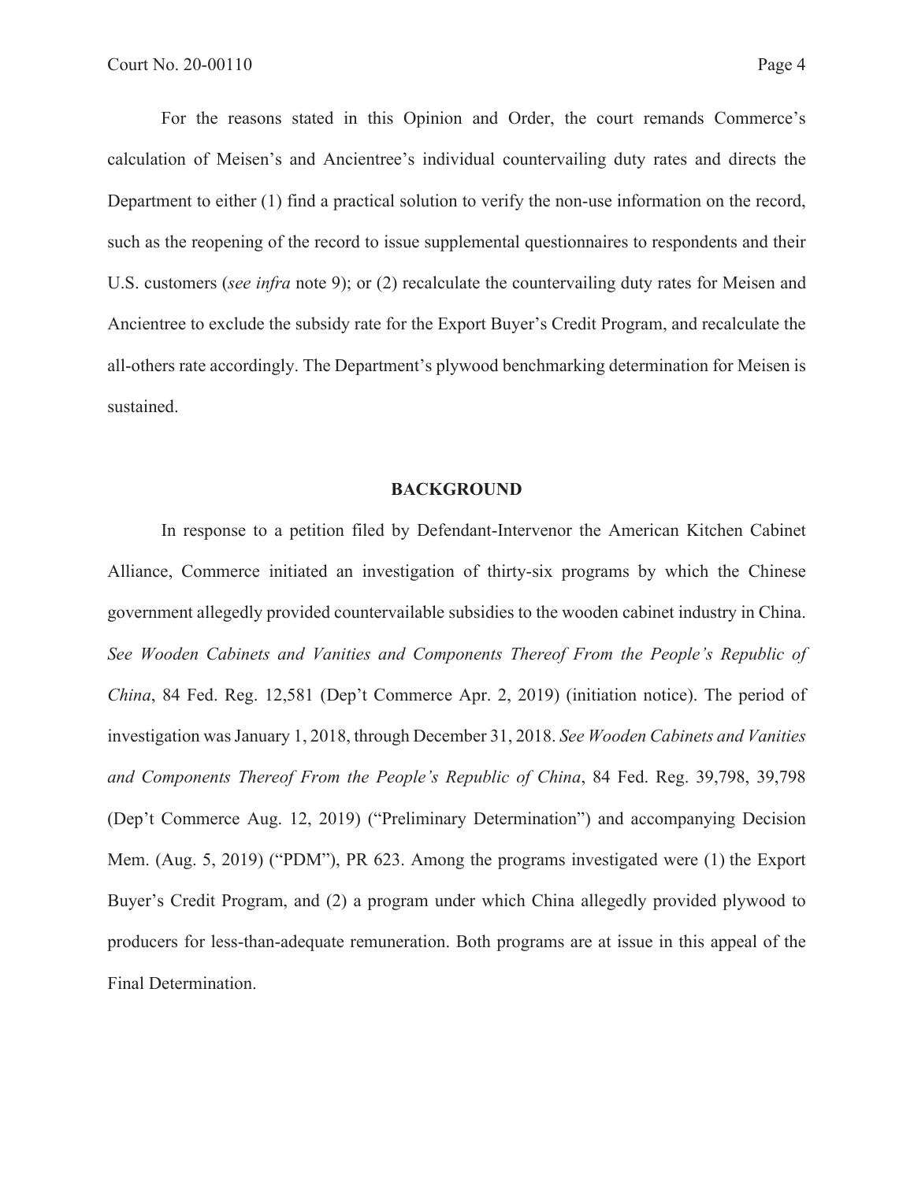For the reasons stated in this Opinion and Order, the court remands Commerce's calculation of Meisen's and Ancientree's individual countervailing duty rates and directs the Department to either (1) find a practical solution to verify the non-use information on the record, such as the reopening of the record to issue supplemental questionnaires to respondents and their U.S. customers (*see infra* note 9); or (2) recalculate the countervailing duty rates for Meisen and Ancientree to exclude the subsidy rate for the Export Buyer's Credit Program, and recalculate the all-others rate accordingly. The Department's plywood benchmarking determination for Meisen is sustained.

## BACKGROUND

In response to a petition filed by Defendant-Intervenor the American Kitchen Cabinet Alliance, Commerce initiated an investigation of thirty-six programs by which the Chinese government allegedly provided countervailable subsidies to the wooden cabinet industry in China. *See Wooden Cabinets and Vanities and Components Thereof From the People's Republic of China*, 84 Fed. Reg. 12,581 (Dep't Commerce Apr. 2, 2019) (initiation notice). The period of investigation was January 1, 2018, through December 31, 2018. *See Wooden Cabinets and Vanities and Components Thereof From the People's Republic of China*, 84 Fed. Reg. 39,798, 39,798 (Dep't Commerce Aug. 12, 2019) ("Preliminary Determination") and accompanying Decision Mem. (Aug. 5, 2019) ("PDM"), PR 623. Among the programs investigated were (1) the Export Buyer's Credit Program, and (2) a program under which China allegedly provided plywood to producers for less-than-adequate remuneration. Both programs are at issue in this appeal of the Final Determination.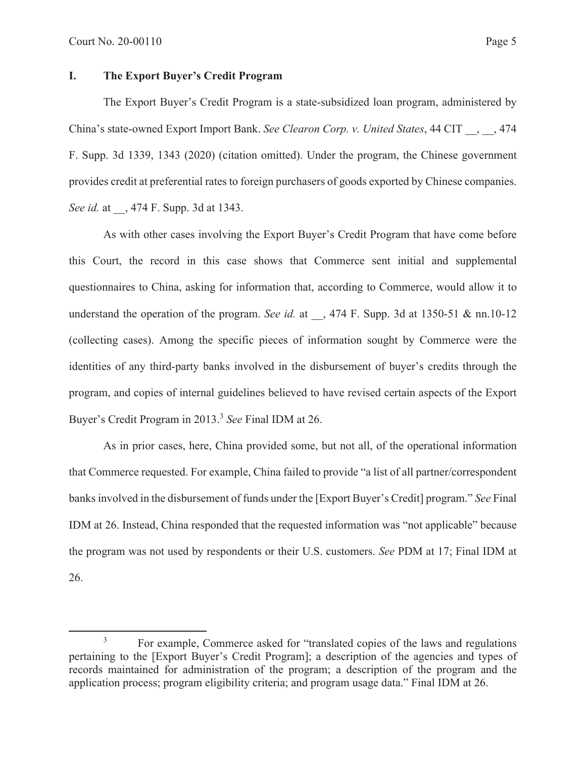## I. The Export Buyer's Credit Program

The Export Buyer's Credit Program is a state-subsidized loan program, administered by China's state-owned Export Import Bank. *See Clearon Corp. v. United States*, 44 CIT __, __, 474 F. Supp. 3d 1339, 1343 (2020) (citation omitted). Under the program, the Chinese government provides credit at preferential rates to foreign purchasers of goods exported by Chinese companies. *See id.* at __, 474 F. Supp. 3d at 1343.

As with other cases involving the Export Buyer's Credit Program that have come before this Court, the record in this case shows that Commerce sent initial and supplemental questionnaires to China, asking for information that, according to Commerce, would allow it to understand the operation of the program. *See id.* at __, 474 F. Supp. 3d at 1350-51 & nn.10-12 (collecting cases). Among the specific pieces of information sought by Commerce were the identities of any third-party banks involved in the disbursement of buyer's credits through the program, and copies of internal guidelines believed to have revised certain aspects of the Export Buyer's Credit Program in 2013.[3] *See* Final IDM at 26.

As in prior cases, here, China provided some, but not all, of the operational information that Commerce requested. For example, China failed to provide "a list of all partner/correspondent banks involved in the disbursement of funds under the [Export Buyer's Credit] program." *See* Final IDM at 26. Instead, China responded that the requested information was "not applicable" because the program was not used by respondents or their U.S. customers. *See* PDM at 17; Final IDM at 26.

---

[3] For example, Commerce asked for "translated copies of the laws and regulations pertaining to the [Export Buyer's Credit Program]; a description of the agencies and types of records maintained for administration of the program; a description of the program and the application process; program eligibility criteria; and program usage data." Final IDM at 26.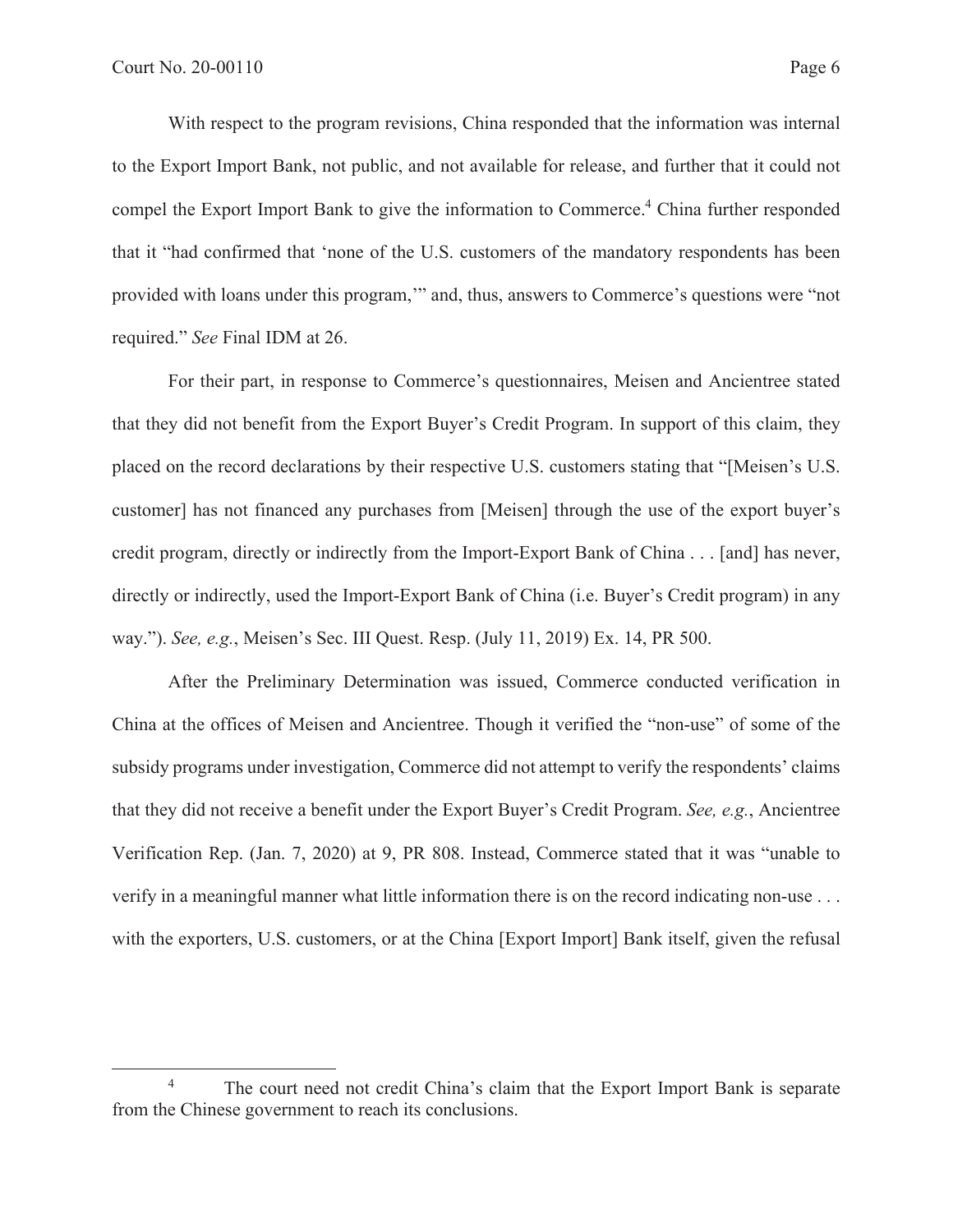With respect to the program revisions, China responded that the information was internal to the Export Import Bank, not public, and not available for release, and further that it could not compel the Export Import Bank to give the information to Commerce.[4] China further responded that it "had confirmed that 'none of the U.S. customers of the mandatory respondents has been provided with loans under this program,'" and, thus, answers to Commerce's questions were "not required." *See* Final IDM at 26.

For their part, in response to Commerce's questionnaires, Meisen and Ancientree stated that they did not benefit from the Export Buyer's Credit Program. In support of this claim, they placed on the record declarations by their respective U.S. customers stating that "[Meisen's U.S. customer] has not financed any purchases from [Meisen] through the use of the export buyer's credit program, directly or indirectly from the Import-Export Bank of China . . . [and] has never, directly or indirectly, used the Import-Export Bank of China (i.e. Buyer's Credit program) in any way."). *See, e.g.*, Meisen's Sec. III Quest. Resp. (July 11, 2019) Ex. 14, PR 500.

After the Preliminary Determination was issued, Commerce conducted verification in China at the offices of Meisen and Ancientree. Though it verified the "non-use" of some of the subsidy programs under investigation, Commerce did not attempt to verify the respondents' claims that they did not receive a benefit under the Export Buyer's Credit Program. *See, e.g.*, Ancientree Verification Rep. (Jan. 7, 2020) at 9, PR 808. Instead, Commerce stated that it was "unable to verify in a meaningful manner what little information there is on the record indicating non-use . . . with the exporters, U.S. customers, or at the China [Export Import] Bank itself, given the refusal

---

[4] The court need not credit China's claim that the Export Import Bank is separate from the Chinese government to reach its conclusions.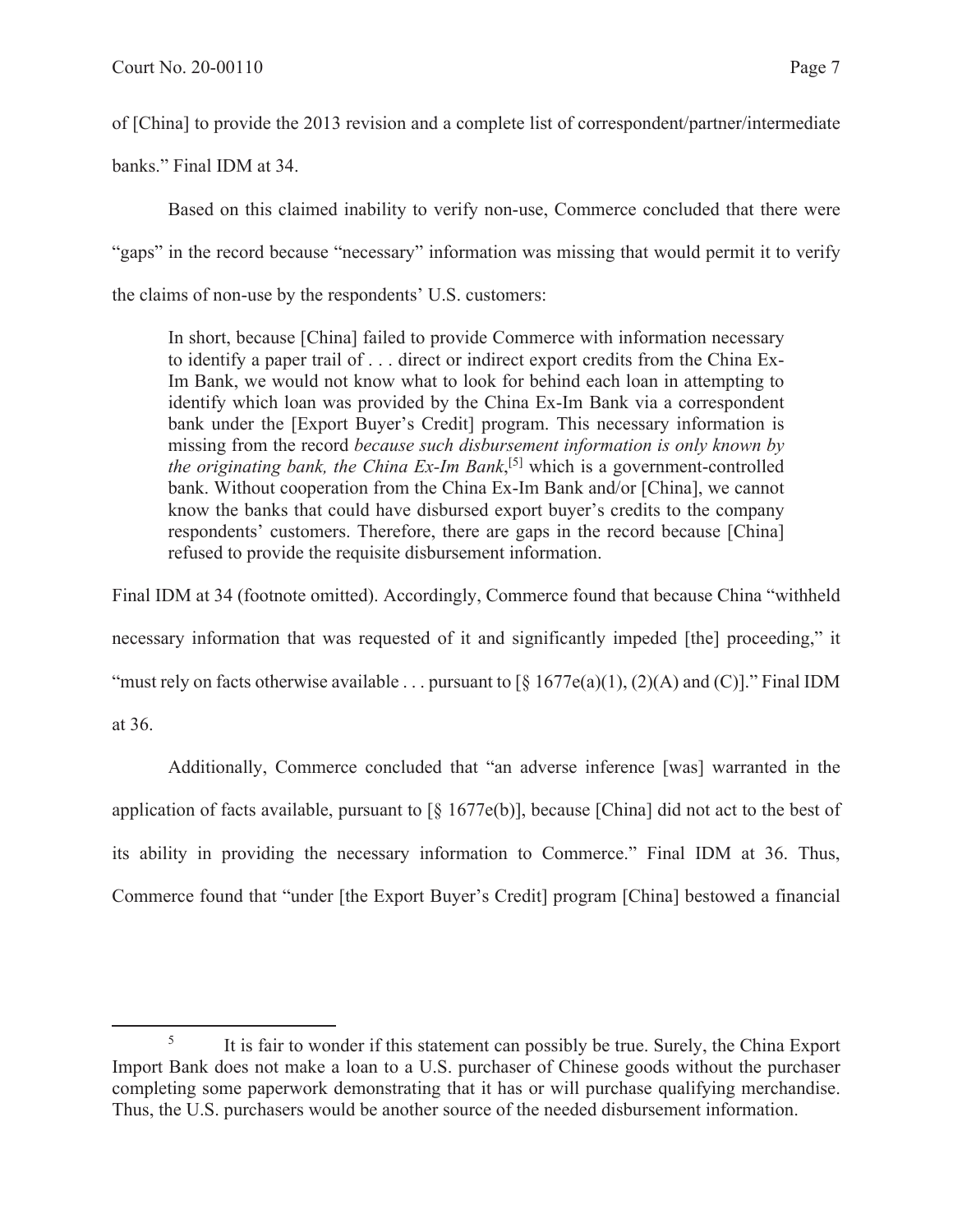of [China] to provide the 2013 revision and a complete list of correspondent/partner/intermediate banks." Final IDM at 34.

Based on this claimed inability to verify non-use, Commerce concluded that there were "gaps" in the record because "necessary" information was missing that would permit it to verify the claims of non-use by the respondents' U.S. customers:

> In short, because [China] failed to provide Commerce with information necessary to identify a paper trail of . . . direct or indirect export credits from the China Ex-Im Bank, we would not know what to look for behind each loan in attempting to identify which loan was provided by the China Ex-Im Bank via a correspondent bank under the [Export Buyer's Credit] program. This necessary information is missing from the record *because such disbursement information is only known by the originating bank, the China Ex-Im Bank*,[5] which is a government-controlled bank. Without cooperation from the China Ex-Im Bank and/or [China], we cannot know the banks that could have disbursed export buyer's credits to the company respondents' customers. Therefore, there are gaps in the record because [China] refused to provide the requisite disbursement information.

Final IDM at 34 (footnote omitted). Accordingly, Commerce found that because China "withheld necessary information that was requested of it and significantly impeded [the] proceeding," it "must rely on facts otherwise available . . . pursuant to [§ 1677e(a)(1), (2)(A) and (C)]." Final IDM at 36.

Additionally, Commerce concluded that "an adverse inference [was] warranted in the application of facts available, pursuant to [§ 1677e(b)], because [China] did not act to the best of its ability in providing the necessary information to Commerce." Final IDM at 36. Thus, Commerce found that "under [the Export Buyer's Credit] program [China] bestowed a financial

---

[5] It is fair to wonder if this statement can possibly be true. Surely, the China Export Import Bank does not make a loan to a U.S. purchaser of Chinese goods without the purchaser completing some paperwork demonstrating that it has or will purchase qualifying merchandise. Thus, the U.S. purchasers would be another source of the needed disbursement information.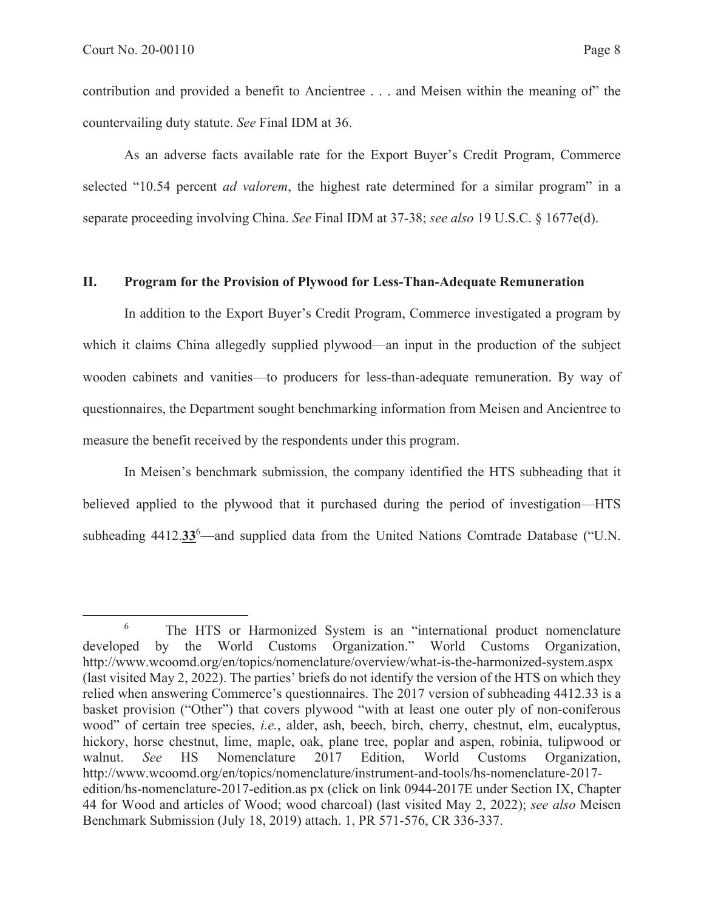contribution and provided a benefit to Ancientree . . . and Meisen within the meaning of" the countervailing duty statute. *See* Final IDM at 36.

As an adverse facts available rate for the Export Buyer's Credit Program, Commerce selected "10.54 percent *ad valorem*, the highest rate determined for a similar program" in a separate proceeding involving China. *See* Final IDM at 37-38; *see also* 19 U.S.C. § 1677e(d).

## II. Program for the Provision of Plywood for Less-Than-Adequate Remuneration

In addition to the Export Buyer's Credit Program, Commerce investigated a program by which it claims China allegedly supplied plywood—an input in the production of the subject wooden cabinets and vanities—to producers for less-than-adequate remuneration. By way of questionnaires, the Department sought benchmarking information from Meisen and Ancientree to measure the benefit received by the respondents under this program.

In Meisen's benchmark submission, the company identified the HTS subheading that it believed applied to the plywood that it purchased during the period of investigation—HTS subheading 4412.**<u>33</u>**[6]—and supplied data from the United Nations Comtrade Database ("U.N.

---

[6] The HTS or Harmonized System is an "international product nomenclature developed by the World Customs Organization." World Customs Organization, http://www.wcoomd.org/en/topics/nomenclature/overview/what-is-the-harmonized-system.aspx (last visited May 2, 2022). The parties' briefs do not identify the version of the HTS on which they relied when answering Commerce's questionnaires. The 2017 version of subheading 4412.33 is a basket provision ("Other") that covers plywood "with at least one outer ply of non-coniferous wood" of certain tree species, *i.e.*, alder, ash, beech, birch, cherry, chestnut, elm, eucalyptus, hickory, horse chestnut, lime, maple, oak, plane tree, poplar and aspen, robinia, tulipwood or walnut. *See* HS Nomenclature 2017 Edition, World Customs Organization, http://www.wcoomd.org/en/topics/nomenclature/instrument-and-tools/hs-nomenclature-2017-edition/hs-nomenclature-2017-edition.as px (click on link 0944-2017E under Section IX, Chapter 44 for Wood and articles of Wood; wood charcoal) (last visited May 2, 2022); *see also* Meisen Benchmark Submission (July 18, 2019) attach. 1, PR 571-576, CR 336-337.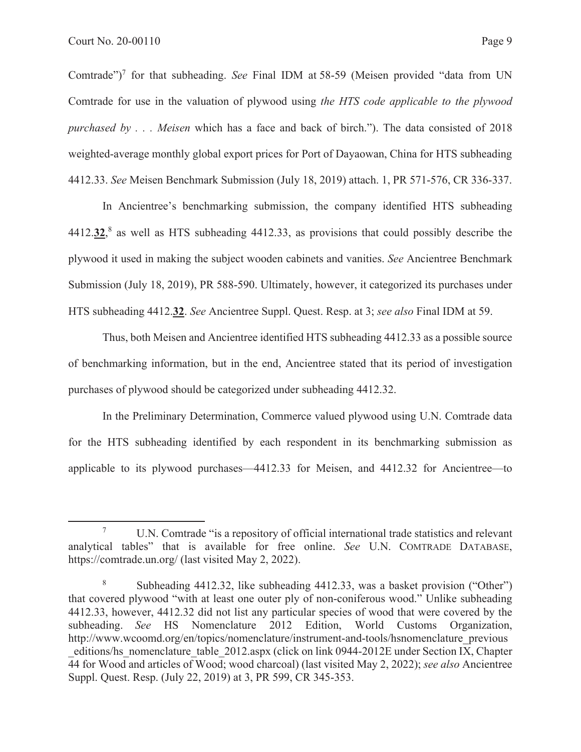Comtrade")[7] for that subheading. *See* Final IDM at 58-59 (Meisen provided "data from UN Comtrade for use in the valuation of plywood using *the HTS code applicable to the plywood purchased by . . . Meisen* which has a face and back of birch."). The data consisted of 2018 weighted-average monthly global export prices for Port of Dayaowan, China for HTS subheading 4412.33. *See* Meisen Benchmark Submission (July 18, 2019) attach. 1, PR 571-576, CR 336-337.

In Ancientree's benchmarking submission, the company identified HTS subheading 4412.**32**,[8] as well as HTS subheading 4412.33, as provisions that could possibly describe the plywood it used in making the subject wooden cabinets and vanities. *See* Ancientree Benchmark Submission (July 18, 2019), PR 588-590. Ultimately, however, it categorized its purchases under HTS subheading 4412.**32**. *See* Ancientree Suppl. Quest. Resp. at 3; *see also* Final IDM at 59.

Thus, both Meisen and Ancientree identified HTS subheading 4412.33 as a possible source of benchmarking information, but in the end, Ancientree stated that its period of investigation purchases of plywood should be categorized under subheading 4412.32.

In the Preliminary Determination, Commerce valued plywood using U.N. Comtrade data for the HTS subheading identified by each respondent in its benchmarking submission as applicable to its plywood purchases—4412.33 for Meisen, and 4412.32 for Ancientree—to

---

[7] U.N. Comtrade "is a repository of official international trade statistics and relevant analytical tables" that is available for free online. *See* U.N. COMTRADE DATABASE, https://comtrade.un.org/ (last visited May 2, 2022).

[8] Subheading 4412.32, like subheading 4412.33, was a basket provision ("Other") that covered plywood "with at least one outer ply of non-coniferous wood." Unlike subheading 4412.33, however, 4412.32 did not list any particular species of wood that were covered by the subheading. *See* HS Nomenclature 2012 Edition, World Customs Organization, http://www.wcoomd.org/en/topics/nomenclature/instrument-and-tools/hsnomenclature_previous_editions/hs_nomenclature_table_2012.aspx (click on link 0944-2012E under Section IX, Chapter 44 for Wood and articles of Wood; wood charcoal) (last visited May 2, 2022); *see also* Ancientree Suppl. Quest. Resp. (July 22, 2019) at 3, PR 599, CR 345-353.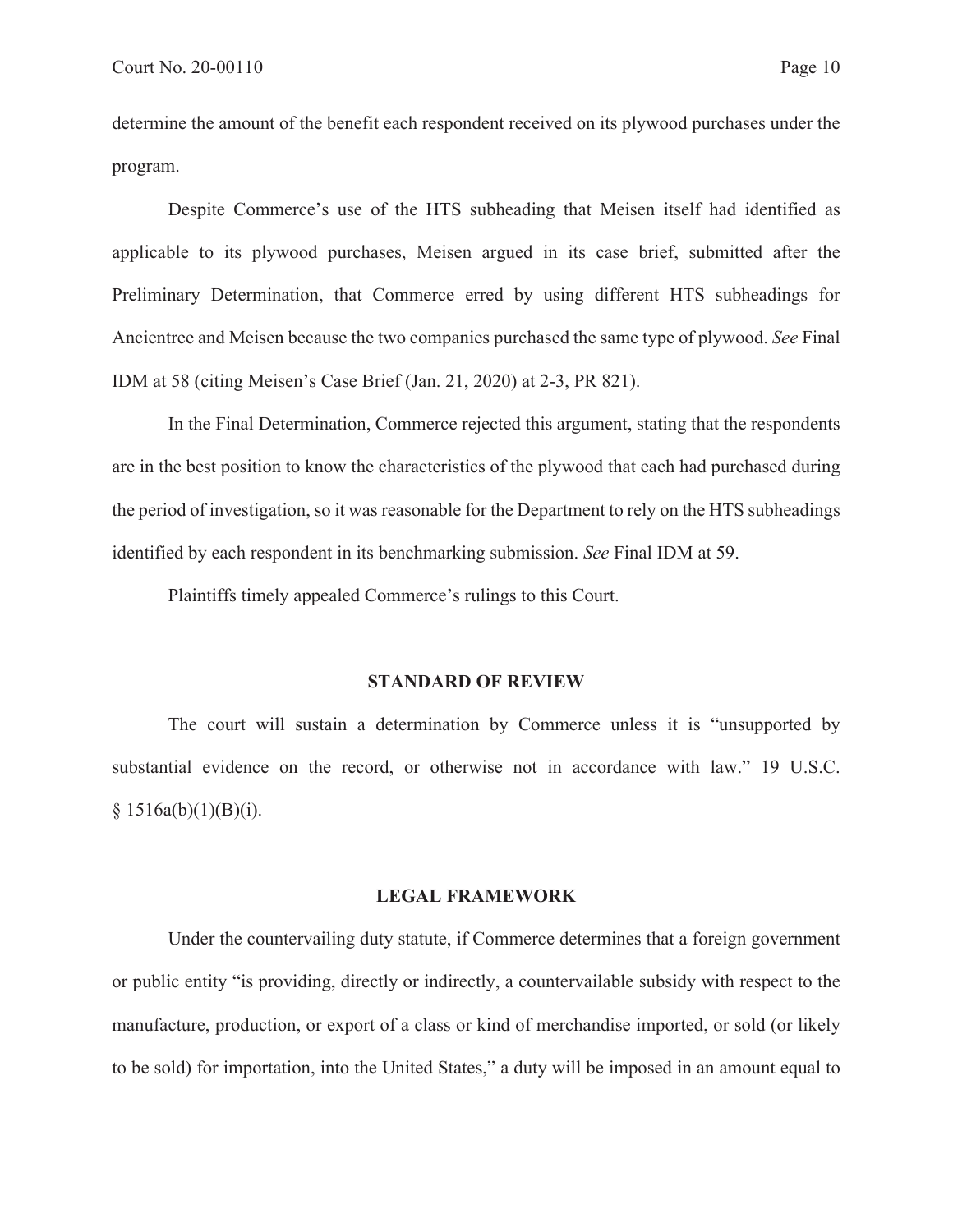determine the amount of the benefit each respondent received on its plywood purchases under the program.

Despite Commerce's use of the HTS subheading that Meisen itself had identified as applicable to its plywood purchases, Meisen argued in its case brief, submitted after the Preliminary Determination, that Commerce erred by using different HTS subheadings for Ancientree and Meisen because the two companies purchased the same type of plywood. *See* Final IDM at 58 (citing Meisen's Case Brief (Jan. 21, 2020) at 2-3, PR 821).

In the Final Determination, Commerce rejected this argument, stating that the respondents are in the best position to know the characteristics of the plywood that each had purchased during the period of investigation, so it was reasonable for the Department to rely on the HTS subheadings identified by each respondent in its benchmarking submission. *See* Final IDM at 59.

Plaintiffs timely appealed Commerce's rulings to this Court.

## STANDARD OF REVIEW

The court will sustain a determination by Commerce unless it is "unsupported by substantial evidence on the record, or otherwise not in accordance with law." 19 U.S.C. § 1516a(b)(1)(B)(i).

## LEGAL FRAMEWORK

Under the countervailing duty statute, if Commerce determines that a foreign government or public entity "is providing, directly or indirectly, a countervailable subsidy with respect to the manufacture, production, or export of a class or kind of merchandise imported, or sold (or likely to be sold) for importation, into the United States," a duty will be imposed in an amount equal to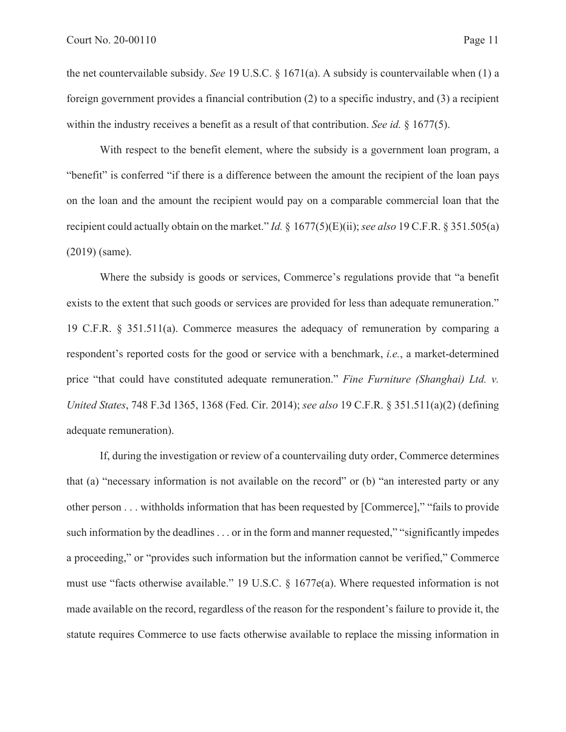the net countervailable subsidy. *See* 19 U.S.C. § 1671(a). A subsidy is countervailable when (1) a foreign government provides a financial contribution (2) to a specific industry, and (3) a recipient within the industry receives a benefit as a result of that contribution. *See id.* § 1677(5).

With respect to the benefit element, where the subsidy is a government loan program, a "benefit" is conferred "if there is a difference between the amount the recipient of the loan pays on the loan and the amount the recipient would pay on a comparable commercial loan that the recipient could actually obtain on the market." *Id.* § 1677(5)(E)(ii); *see also* 19 C.F.R. § 351.505(a) (2019) (same).

Where the subsidy is goods or services, Commerce's regulations provide that "a benefit exists to the extent that such goods or services are provided for less than adequate remuneration." 19 C.F.R. § 351.511(a). Commerce measures the adequacy of remuneration by comparing a respondent's reported costs for the good or service with a benchmark, *i.e.*, a market-determined price "that could have constituted adequate remuneration." *Fine Furniture (Shanghai) Ltd. v. United States*, 748 F.3d 1365, 1368 (Fed. Cir. 2014); *see also* 19 C.F.R. § 351.511(a)(2) (defining adequate remuneration).

If, during the investigation or review of a countervailing duty order, Commerce determines that (a) "necessary information is not available on the record" or (b) "an interested party or any other person . . . withholds information that has been requested by [Commerce]," "fails to provide such information by the deadlines . . . or in the form and manner requested," "significantly impedes a proceeding," or "provides such information but the information cannot be verified," Commerce must use "facts otherwise available." 19 U.S.C. § 1677e(a). Where requested information is not made available on the record, regardless of the reason for the respondent's failure to provide it, the statute requires Commerce to use facts otherwise available to replace the missing information in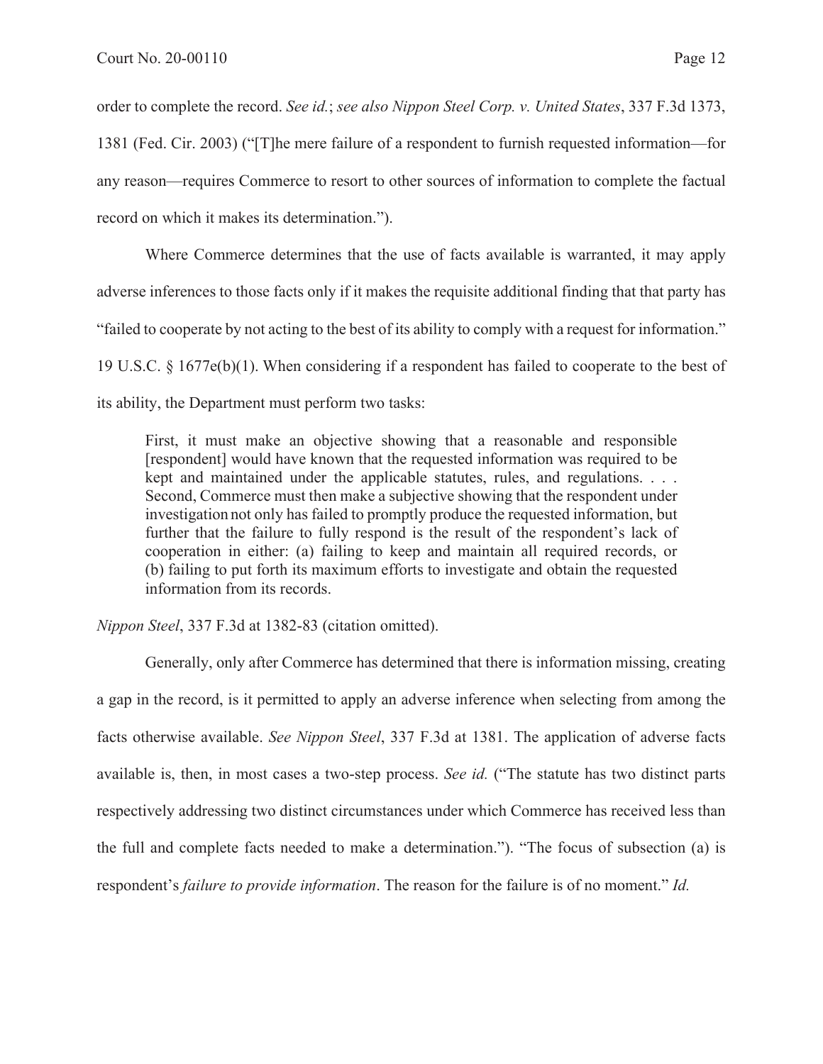order to complete the record. *See id.*; *see also Nippon Steel Corp. v. United States*, 337 F.3d 1373, 1381 (Fed. Cir. 2003) ("[T]he mere failure of a respondent to furnish requested information—for any reason—requires Commerce to resort to other sources of information to complete the factual record on which it makes its determination.").

Where Commerce determines that the use of facts available is warranted, it may apply adverse inferences to those facts only if it makes the requisite additional finding that that party has "failed to cooperate by not acting to the best of its ability to comply with a request for information." 19 U.S.C. § 1677e(b)(1). When considering if a respondent has failed to cooperate to the best of its ability, the Department must perform two tasks:

> First, it must make an objective showing that a reasonable and responsible [respondent] would have known that the requested information was required to be kept and maintained under the applicable statutes, rules, and regulations. . . . Second, Commerce must then make a subjective showing that the respondent under investigation not only has failed to promptly produce the requested information, but further that the failure to fully respond is the result of the respondent's lack of cooperation in either: (a) failing to keep and maintain all required records, or (b) failing to put forth its maximum efforts to investigate and obtain the requested information from its records.

*Nippon Steel*, 337 F.3d at 1382-83 (citation omitted).

Generally, only after Commerce has determined that there is information missing, creating a gap in the record, is it permitted to apply an adverse inference when selecting from among the facts otherwise available. *See Nippon Steel*, 337 F.3d at 1381. The application of adverse facts available is, then, in most cases a two-step process. *See id.* ("The statute has two distinct parts respectively addressing two distinct circumstances under which Commerce has received less than the full and complete facts needed to make a determination."). "The focus of subsection (a) is respondent's *failure to provide information*. The reason for the failure is of no moment." *Id.*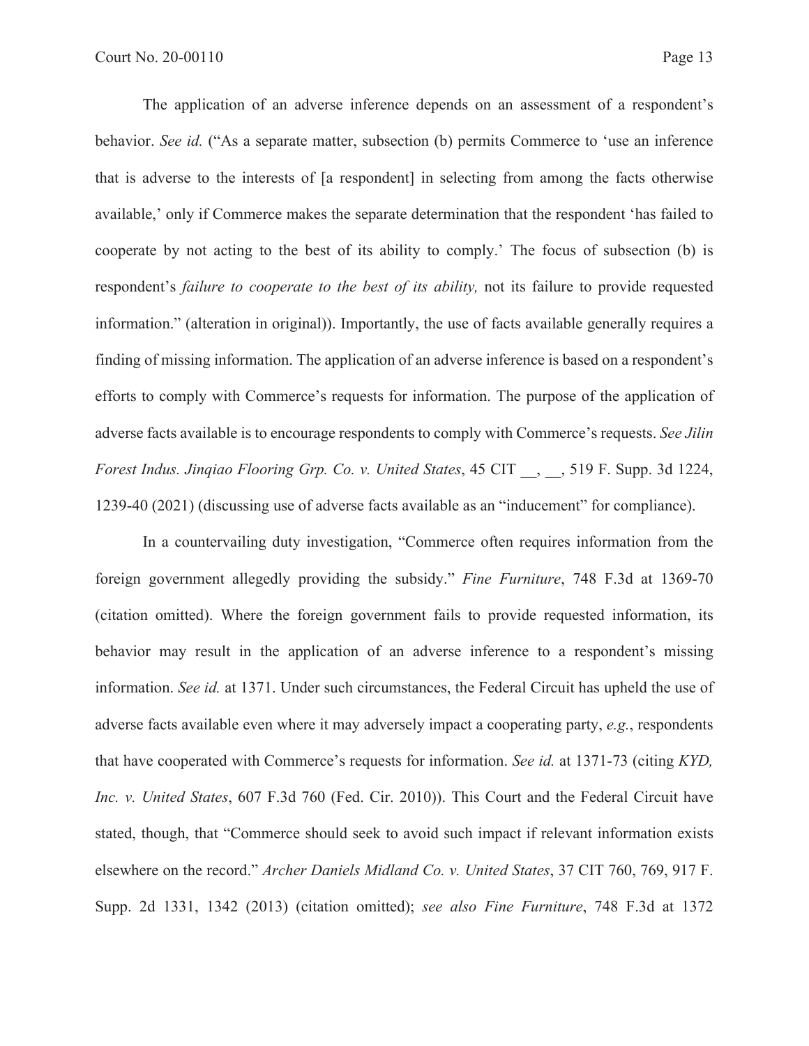The application of an adverse inference depends on an assessment of a respondent's behavior. *See id.* ("As a separate matter, subsection (b) permits Commerce to 'use an inference that is adverse to the interests of [a respondent] in selecting from among the facts otherwise available,' only if Commerce makes the separate determination that the respondent 'has failed to cooperate by not acting to the best of its ability to comply.' The focus of subsection (b) is respondent's *failure to cooperate to the best of its ability,* not its failure to provide requested information." (alteration in original)). Importantly, the use of facts available generally requires a finding of missing information. The application of an adverse inference is based on a respondent's efforts to comply with Commerce's requests for information. The purpose of the application of adverse facts available is to encourage respondents to comply with Commerce's requests. *See Jilin Forest Indus. Jinqiao Flooring Grp. Co. v. United States*, 45 CIT __, __, 519 F. Supp. 3d 1224, 1239-40 (2021) (discussing use of adverse facts available as an "inducement" for compliance).

In a countervailing duty investigation, "Commerce often requires information from the foreign government allegedly providing the subsidy." *Fine Furniture*, 748 F.3d at 1369-70 (citation omitted). Where the foreign government fails to provide requested information, its behavior may result in the application of an adverse inference to a respondent's missing information. *See id.* at 1371. Under such circumstances, the Federal Circuit has upheld the use of adverse facts available even where it may adversely impact a cooperating party, *e.g.*, respondents that have cooperated with Commerce's requests for information. *See id.* at 1371-73 (citing *KYD, Inc. v. United States*, 607 F.3d 760 (Fed. Cir. 2010)). This Court and the Federal Circuit have stated, though, that "Commerce should seek to avoid such impact if relevant information exists elsewhere on the record." *Archer Daniels Midland Co. v. United States*, 37 CIT 760, 769, 917 F. Supp. 2d 1331, 1342 (2013) (citation omitted); *see also Fine Furniture*, 748 F.3d at 1372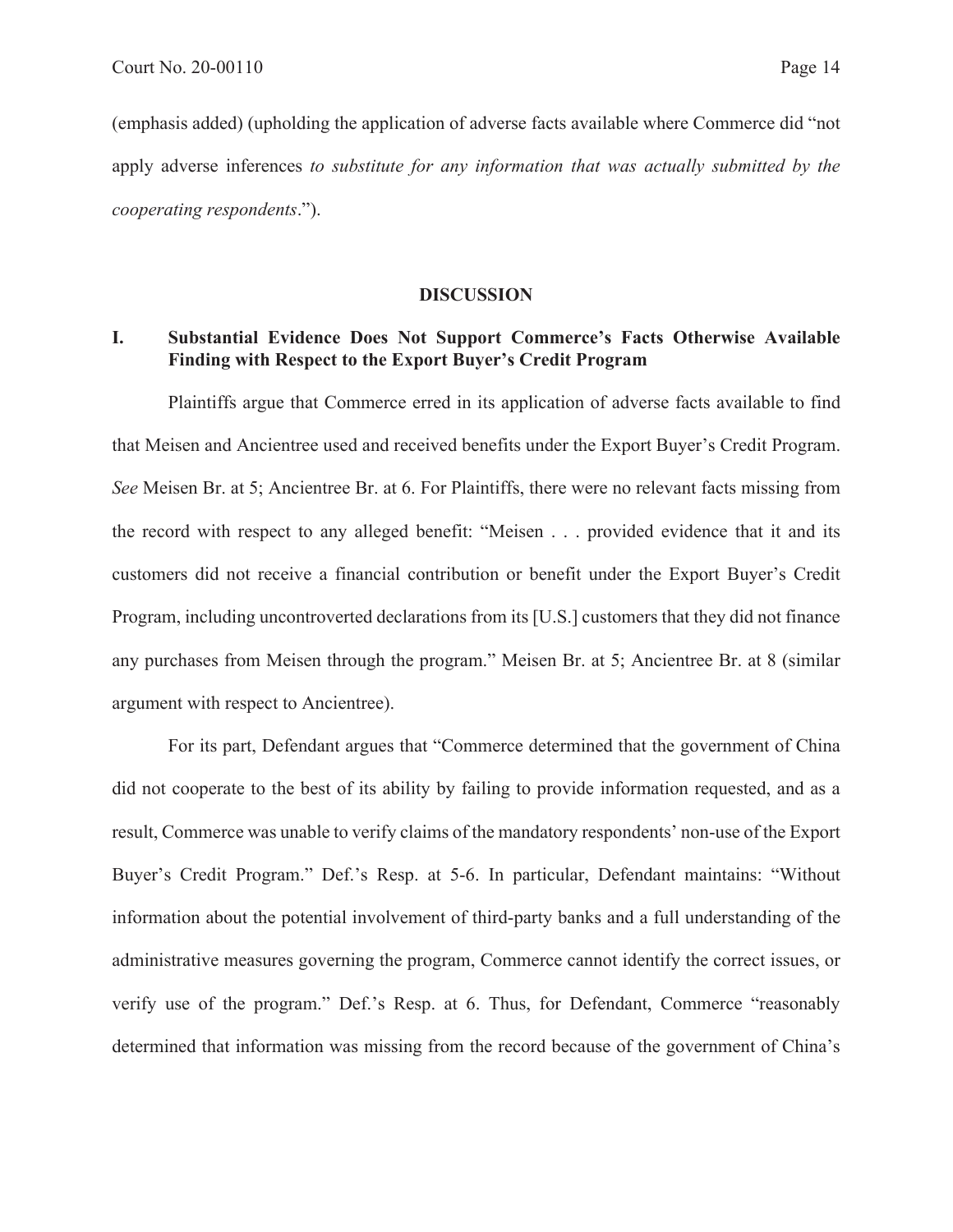(emphasis added) (upholding the application of adverse facts available where Commerce did "not apply adverse inferences *to substitute for any information that was actually submitted by the cooperating respondents*.").

## DISCUSSION

### I. Substantial Evidence Does Not Support Commerce's Facts Otherwise Available Finding with Respect to the Export Buyer's Credit Program

Plaintiffs argue that Commerce erred in its application of adverse facts available to find that Meisen and Ancientree used and received benefits under the Export Buyer's Credit Program. *See* Meisen Br. at 5; Ancientree Br. at 6. For Plaintiffs, there were no relevant facts missing from the record with respect to any alleged benefit: "Meisen . . . provided evidence that it and its customers did not receive a financial contribution or benefit under the Export Buyer's Credit Program, including uncontroverted declarations from its [U.S.] customers that they did not finance any purchases from Meisen through the program." Meisen Br. at 5; Ancientree Br. at 8 (similar argument with respect to Ancientree).

For its part, Defendant argues that "Commerce determined that the government of China did not cooperate to the best of its ability by failing to provide information requested, and as a result, Commerce was unable to verify claims of the mandatory respondents' non-use of the Export Buyer's Credit Program." Def.'s Resp. at 5-6. In particular, Defendant maintains: "Without information about the potential involvement of third-party banks and a full understanding of the administrative measures governing the program, Commerce cannot identify the correct issues, or verify use of the program." Def.'s Resp. at 6. Thus, for Defendant, Commerce "reasonably determined that information was missing from the record because of the government of China's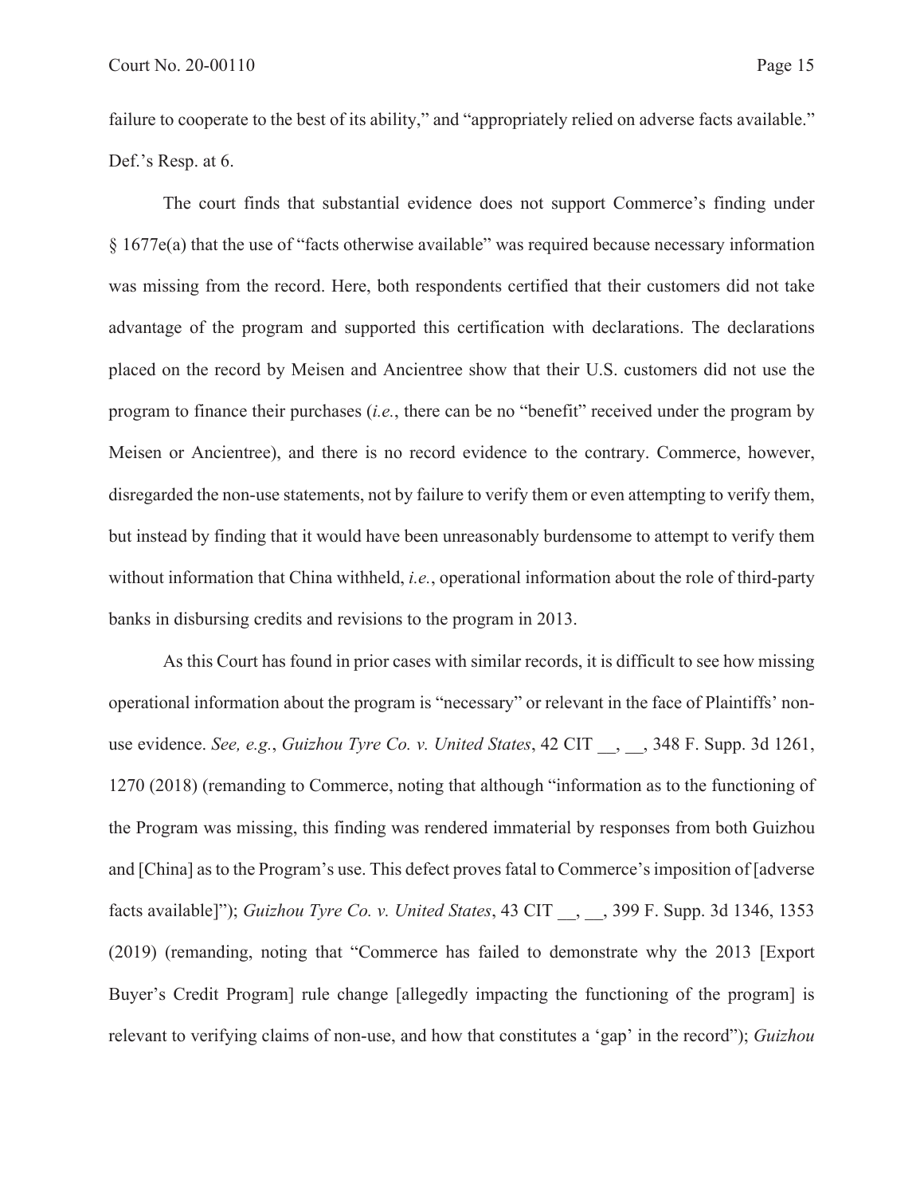failure to cooperate to the best of its ability," and "appropriately relied on adverse facts available." Def.'s Resp. at 6.

The court finds that substantial evidence does not support Commerce's finding under § 1677e(a) that the use of "facts otherwise available" was required because necessary information was missing from the record. Here, both respondents certified that their customers did not take advantage of the program and supported this certification with declarations. The declarations placed on the record by Meisen and Ancientree show that their U.S. customers did not use the program to finance their purchases (*i.e.*, there can be no "benefit" received under the program by Meisen or Ancientree), and there is no record evidence to the contrary. Commerce, however, disregarded the non-use statements, not by failure to verify them or even attempting to verify them, but instead by finding that it would have been unreasonably burdensome to attempt to verify them without information that China withheld, *i.e.*, operational information about the role of third-party banks in disbursing credits and revisions to the program in 2013.

As this Court has found in prior cases with similar records, it is difficult to see how missing operational information about the program is "necessary" or relevant in the face of Plaintiffs' non-use evidence. *See, e.g.*, *Guizhou Tyre Co. v. United States*, 42 CIT \_\_, \_\_, 348 F. Supp. 3d 1261, 1270 (2018) (remanding to Commerce, noting that although "information as to the functioning of the Program was missing, this finding was rendered immaterial by responses from both Guizhou and [China] as to the Program's use. This defect proves fatal to Commerce's imposition of [adverse facts available]"); *Guizhou Tyre Co. v. United States*, 43 CIT \_\_, \_\_, 399 F. Supp. 3d 1346, 1353 (2019) (remanding, noting that "Commerce has failed to demonstrate why the 2013 [Export Buyer's Credit Program] rule change [allegedly impacting the functioning of the program] is relevant to verifying claims of non-use, and how that constitutes a 'gap' in the record"); *Guizhou*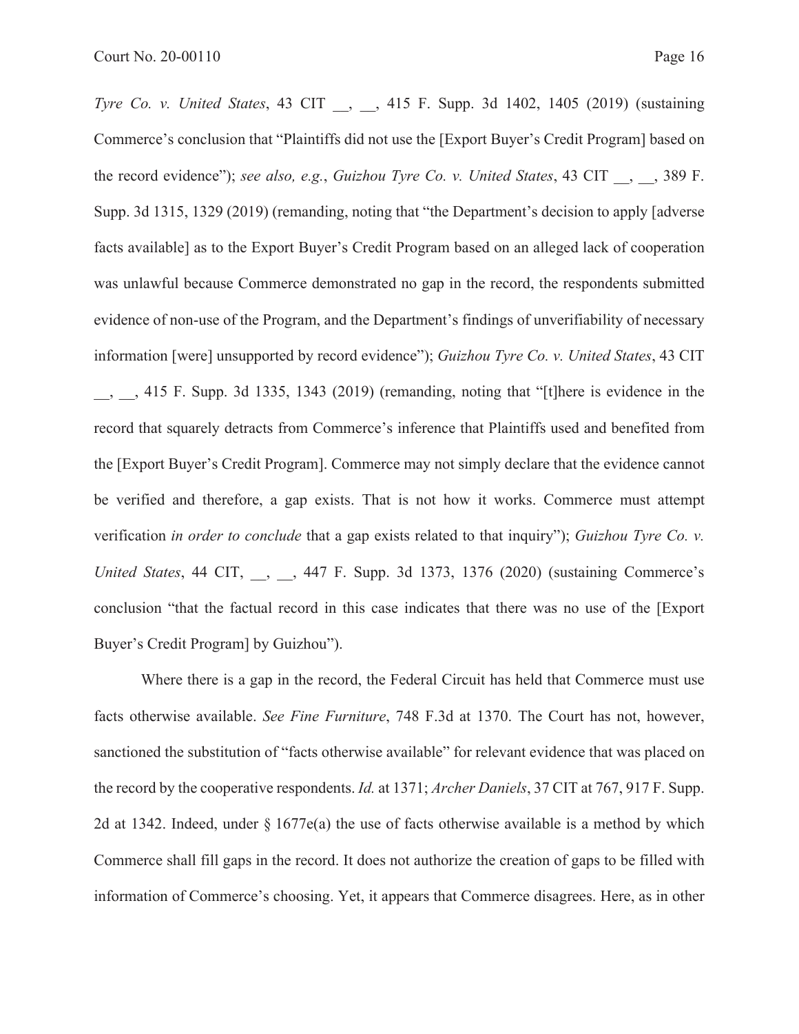*Tyre Co. v. United States*, 43 CIT __, __, 415 F. Supp. 3d 1402, 1405 (2019) (sustaining Commerce's conclusion that "Plaintiffs did not use the [Export Buyer's Credit Program] based on the record evidence"); *see also, e.g.*, *Guizhou Tyre Co. v. United States*, 43 CIT __, __, 389 F. Supp. 3d 1315, 1329 (2019) (remanding, noting that "the Department's decision to apply [adverse facts available] as to the Export Buyer's Credit Program based on an alleged lack of cooperation was unlawful because Commerce demonstrated no gap in the record, the respondents submitted evidence of non-use of the Program, and the Department's findings of unverifiability of necessary information [were] unsupported by record evidence"); *Guizhou Tyre Co. v. United States*, 43 CIT __, __, 415 F. Supp. 3d 1335, 1343 (2019) (remanding, noting that "[t]here is evidence in the record that squarely detracts from Commerce's inference that Plaintiffs used and benefited from the [Export Buyer's Credit Program]. Commerce may not simply declare that the evidence cannot be verified and therefore, a gap exists. That is not how it works. Commerce must attempt verification *in order to conclude* that a gap exists related to that inquiry"); *Guizhou Tyre Co. v. United States*, 44 CIT, __, __, 447 F. Supp. 3d 1373, 1376 (2020) (sustaining Commerce's conclusion "that the factual record in this case indicates that there was no use of the [Export Buyer's Credit Program] by Guizhou").

Where there is a gap in the record, the Federal Circuit has held that Commerce must use facts otherwise available. *See Fine Furniture*, 748 F.3d at 1370. The Court has not, however, sanctioned the substitution of "facts otherwise available" for relevant evidence that was placed on the record by the cooperative respondents. *Id.* at 1371; *Archer Daniels*, 37 CIT at 767, 917 F. Supp. 2d at 1342. Indeed, under § 1677e(a) the use of facts otherwise available is a method by which Commerce shall fill gaps in the record. It does not authorize the creation of gaps to be filled with information of Commerce's choosing. Yet, it appears that Commerce disagrees. Here, as in other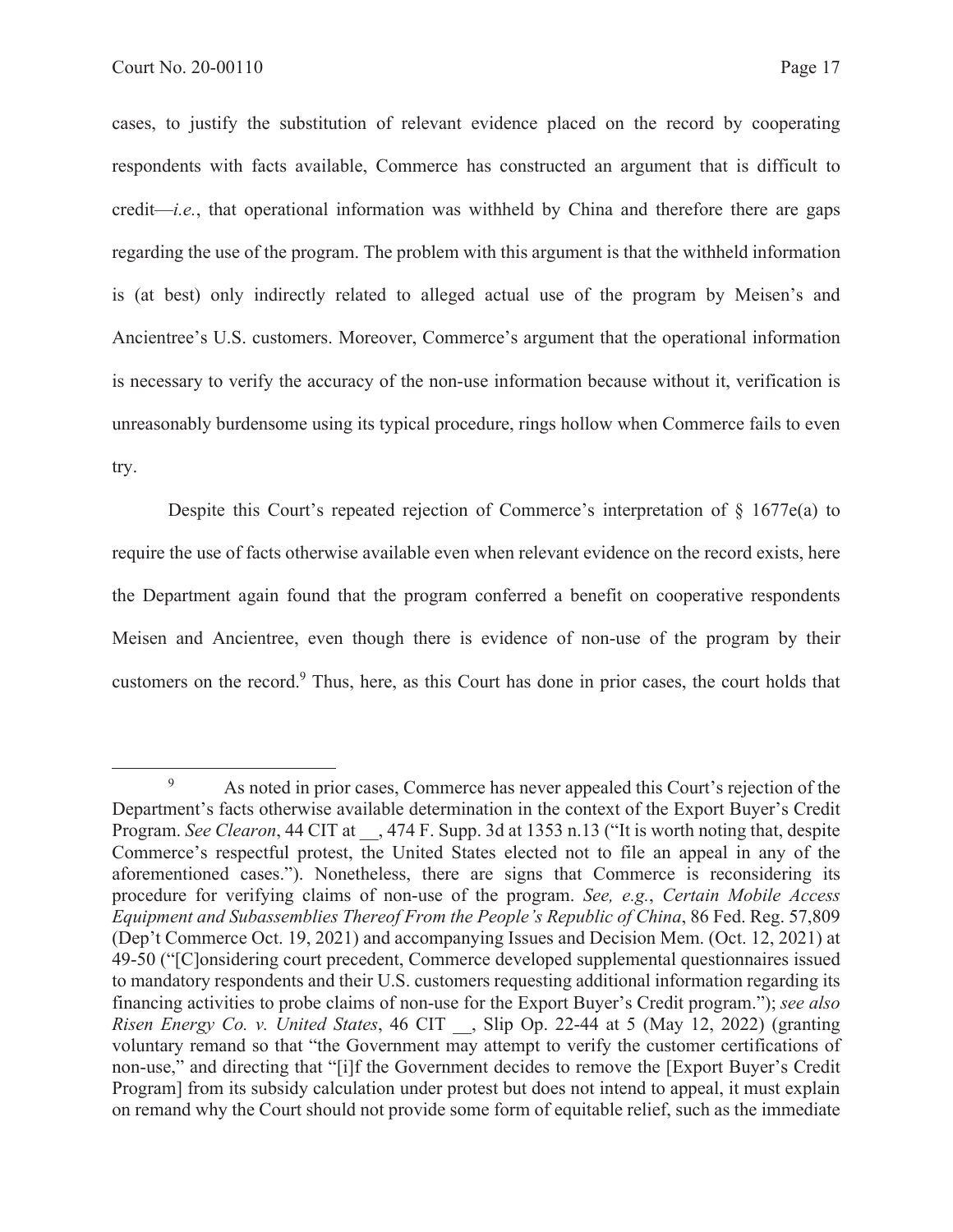cases, to justify the substitution of relevant evidence placed on the record by cooperating respondents with facts available, Commerce has constructed an argument that is difficult to credit—*i.e.*, that operational information was withheld by China and therefore there are gaps regarding the use of the program. The problem with this argument is that the withheld information is (at best) only indirectly related to alleged actual use of the program by Meisen's and Ancientree's U.S. customers. Moreover, Commerce's argument that the operational information is necessary to verify the accuracy of the non-use information because without it, verification is unreasonably burdensome using its typical procedure, rings hollow when Commerce fails to even try.

Despite this Court's repeated rejection of Commerce's interpretation of § 1677e(a) to require the use of facts otherwise available even when relevant evidence on the record exists, here the Department again found that the program conferred a benefit on cooperative respondents Meisen and Ancientree, even though there is evidence of non-use of the program by their customers on the record.[9] Thus, here, as this Court has done in prior cases, the court holds that

---

[9] As noted in prior cases, Commerce has never appealed this Court's rejection of the Department's facts otherwise available determination in the context of the Export Buyer's Credit Program. *See Clearon*, 44 CIT at __, 474 F. Supp. 3d at 1353 n.13 ("It is worth noting that, despite Commerce's respectful protest, the United States elected not to file an appeal in any of the aforementioned cases."). Nonetheless, there are signs that Commerce is reconsidering its procedure for verifying claims of non-use of the program. *See, e.g.*, *Certain Mobile Access Equipment and Subassemblies Thereof From the People's Republic of China*, 86 Fed. Reg. 57,809 (Dep't Commerce Oct. 19, 2021) and accompanying Issues and Decision Mem. (Oct. 12, 2021) at 49-50 ("[C]onsidering court precedent, Commerce developed supplemental questionnaires issued to mandatory respondents and their U.S. customers requesting additional information regarding its financing activities to probe claims of non-use for the Export Buyer's Credit program."); *see also Risen Energy Co. v. United States*, 46 CIT __, Slip Op. 22-44 at 5 (May 12, 2022) (granting voluntary remand so that "the Government may attempt to verify the customer certifications of non-use," and directing that "[i]f the Government decides to remove the [Export Buyer's Credit Program] from its subsidy calculation under protest but does not intend to appeal, it must explain on remand why the Court should not provide some form of equitable relief, such as the immediate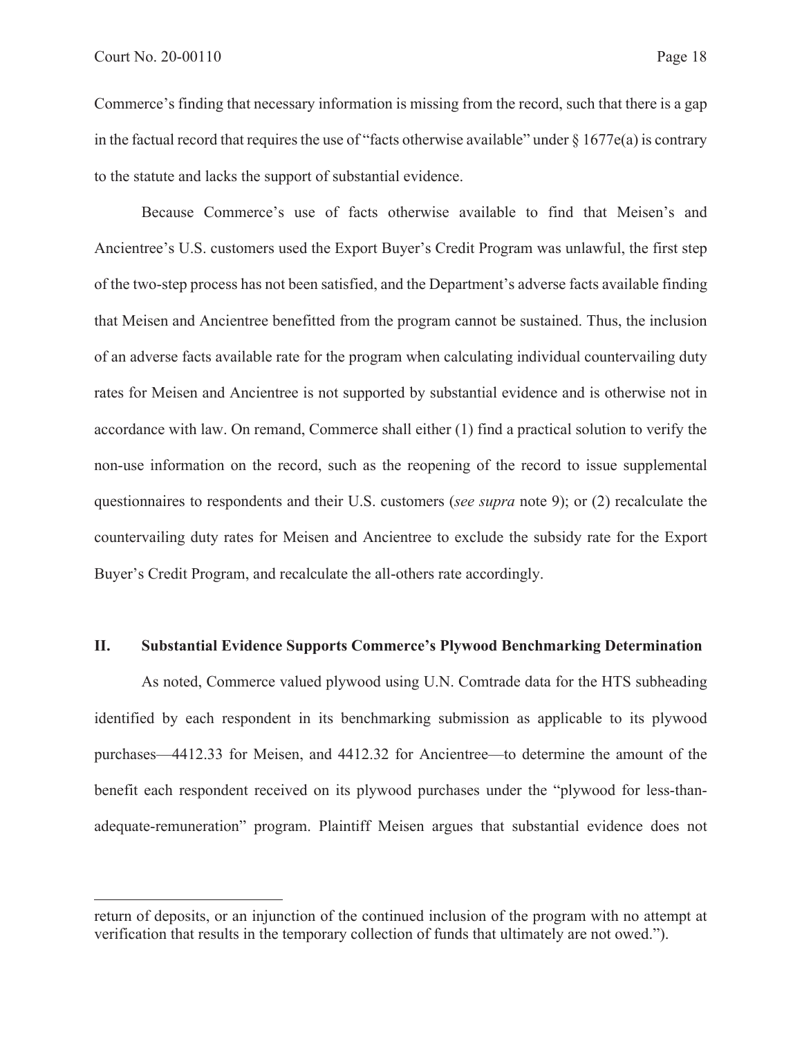Commerce's finding that necessary information is missing from the record, such that there is a gap in the factual record that requires the use of "facts otherwise available" under § 1677e(a) is contrary to the statute and lacks the support of substantial evidence.

Because Commerce's use of facts otherwise available to find that Meisen's and Ancientree's U.S. customers used the Export Buyer's Credit Program was unlawful, the first step of the two-step process has not been satisfied, and the Department's adverse facts available finding that Meisen and Ancientree benefitted from the program cannot be sustained. Thus, the inclusion of an adverse facts available rate for the program when calculating individual countervailing duty rates for Meisen and Ancientree is not supported by substantial evidence and is otherwise not in accordance with law. On remand, Commerce shall either (1) find a practical solution to verify the non-use information on the record, such as the reopening of the record to issue supplemental questionnaires to respondents and their U.S. customers (*see supra* note 9); or (2) recalculate the countervailing duty rates for Meisen and Ancientree to exclude the subsidy rate for the Export Buyer's Credit Program, and recalculate the all-others rate accordingly.

## II. Substantial Evidence Supports Commerce's Plywood Benchmarking Determination

As noted, Commerce valued plywood using U.N. Comtrade data for the HTS subheading identified by each respondent in its benchmarking submission as applicable to its plywood purchases—4412.33 for Meisen, and 4412.32 for Ancientree—to determine the amount of the benefit each respondent received on its plywood purchases under the "plywood for less-than-adequate-remuneration" program. Plaintiff Meisen argues that substantial evidence does not

---

return of deposits, or an injunction of the continued inclusion of the program with no attempt at verification that results in the temporary collection of funds that ultimately are not owed.").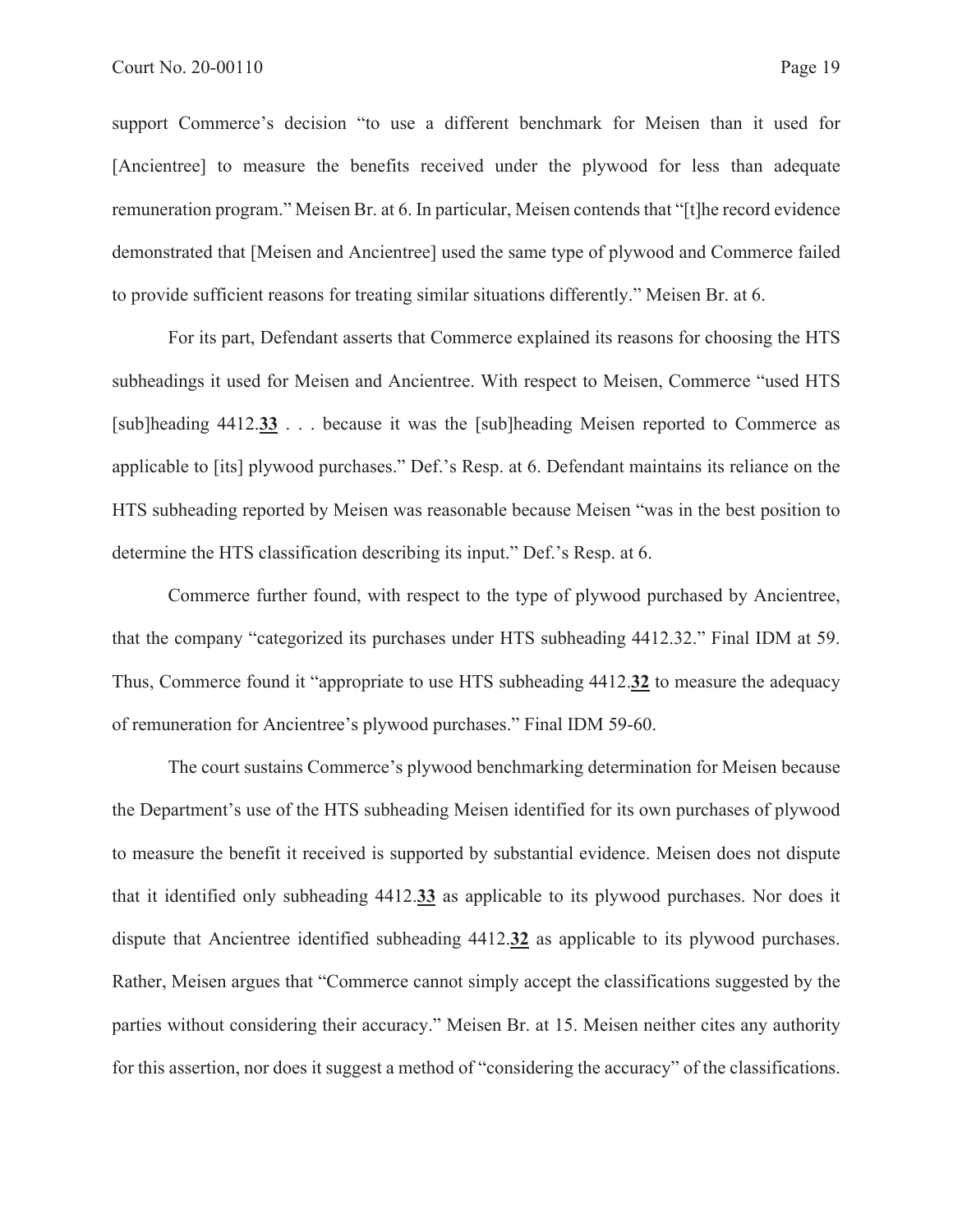support Commerce's decision "to use a different benchmark for Meisen than it used for [Ancientree] to measure the benefits received under the plywood for less than adequate remuneration program." Meisen Br. at 6. In particular, Meisen contends that "[t]he record evidence demonstrated that [Meisen and Ancientree] used the same type of plywood and Commerce failed to provide sufficient reasons for treating similar situations differently." Meisen Br. at 6.

For its part, Defendant asserts that Commerce explained its reasons for choosing the HTS subheadings it used for Meisen and Ancientree. With respect to Meisen, Commerce "used HTS [sub]heading 4412.**33** . . . because it was the [sub]heading Meisen reported to Commerce as applicable to [its] plywood purchases." Def.'s Resp. at 6. Defendant maintains its reliance on the HTS subheading reported by Meisen was reasonable because Meisen "was in the best position to determine the HTS classification describing its input." Def.'s Resp. at 6.

Commerce further found, with respect to the type of plywood purchased by Ancientree, that the company "categorized its purchases under HTS subheading 4412.32." Final IDM at 59. Thus, Commerce found it "appropriate to use HTS subheading 4412.**32** to measure the adequacy of remuneration for Ancientree's plywood purchases." Final IDM 59-60.

The court sustains Commerce's plywood benchmarking determination for Meisen because the Department's use of the HTS subheading Meisen identified for its own purchases of plywood to measure the benefit it received is supported by substantial evidence. Meisen does not dispute that it identified only subheading 4412.**33** as applicable to its plywood purchases. Nor does it dispute that Ancientree identified subheading 4412.**32** as applicable to its plywood purchases. Rather, Meisen argues that "Commerce cannot simply accept the classifications suggested by the parties without considering their accuracy." Meisen Br. at 15. Meisen neither cites any authority for this assertion, nor does it suggest a method of "considering the accuracy" of the classifications.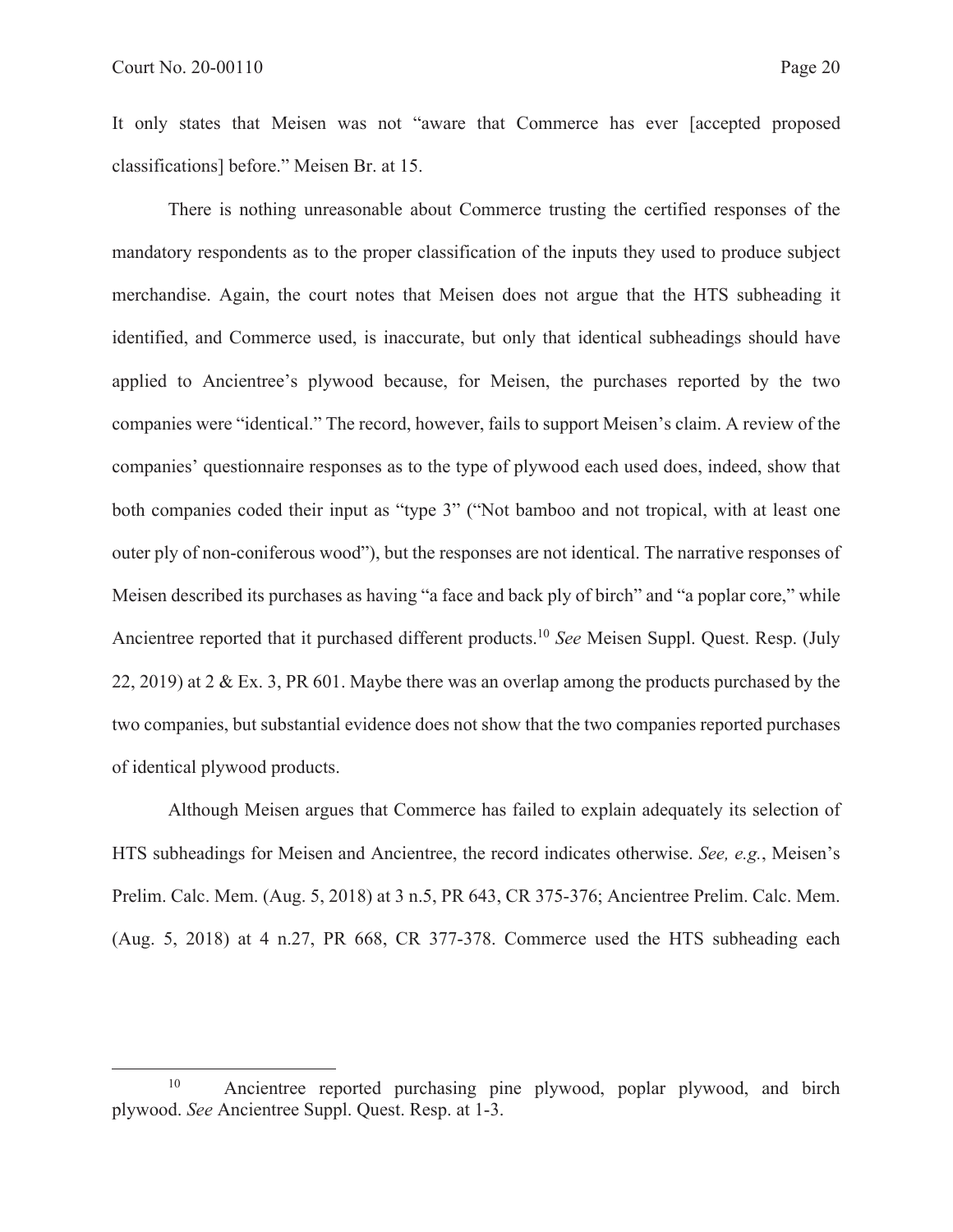It only states that Meisen was not "aware that Commerce has ever [accepted proposed classifications] before." Meisen Br. at 15.

There is nothing unreasonable about Commerce trusting the certified responses of the mandatory respondents as to the proper classification of the inputs they used to produce subject merchandise. Again, the court notes that Meisen does not argue that the HTS subheading it identified, and Commerce used, is inaccurate, but only that identical subheadings should have applied to Ancientree's plywood because, for Meisen, the purchases reported by the two companies were "identical." The record, however, fails to support Meisen's claim. A review of the companies' questionnaire responses as to the type of plywood each used does, indeed, show that both companies coded their input as "type 3" ("Not bamboo and not tropical, with at least one outer ply of non-coniferous wood"), but the responses are not identical. The narrative responses of Meisen described its purchases as having "a face and back ply of birch" and "a poplar core," while Ancientree reported that it purchased different products.[10] *See* Meisen Suppl. Quest. Resp. (July 22, 2019) at 2 & Ex. 3, PR 601. Maybe there was an overlap among the products purchased by the two companies, but substantial evidence does not show that the two companies reported purchases of identical plywood products.

Although Meisen argues that Commerce has failed to explain adequately its selection of HTS subheadings for Meisen and Ancientree, the record indicates otherwise. *See, e.g.*, Meisen's Prelim. Calc. Mem. (Aug. 5, 2018) at 3 n.5, PR 643, CR 375-376; Ancientree Prelim. Calc. Mem. (Aug. 5, 2018) at 4 n.27, PR 668, CR 377-378. Commerce used the HTS subheading each

---

[10] Ancientree reported purchasing pine plywood, poplar plywood, and birch plywood. *See* Ancientree Suppl. Quest. Resp. at 1-3.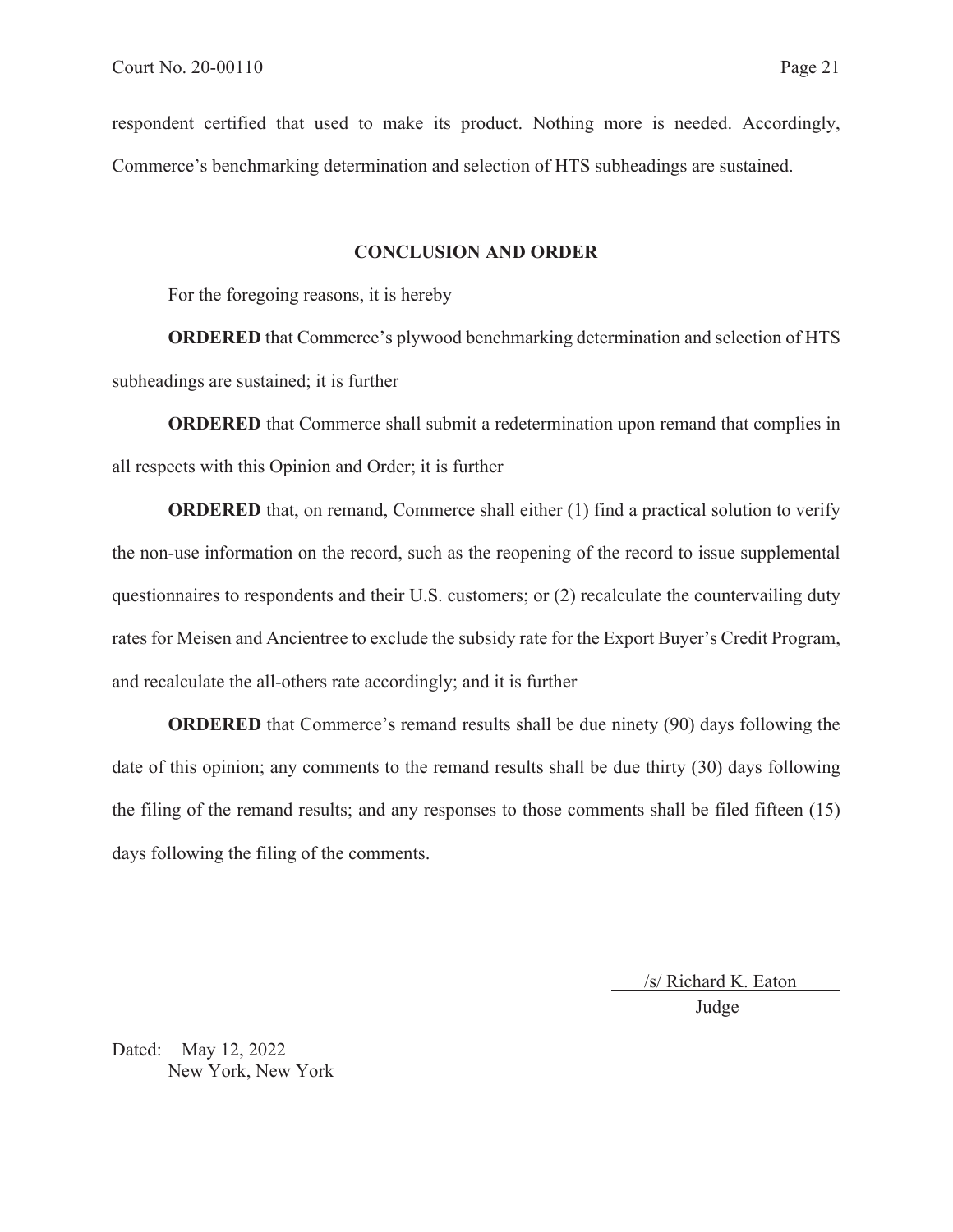respondent certified that used to make its product. Nothing more is needed. Accordingly, Commerce's benchmarking determination and selection of HTS subheadings are sustained.

## CONCLUSION AND ORDER

For the foregoing reasons, it is hereby

**ORDERED** that Commerce's plywood benchmarking determination and selection of HTS subheadings are sustained; it is further

**ORDERED** that Commerce shall submit a redetermination upon remand that complies in all respects with this Opinion and Order; it is further

**ORDERED** that, on remand, Commerce shall either (1) find a practical solution to verify the non-use information on the record, such as the reopening of the record to issue supplemental questionnaires to respondents and their U.S. customers; or (2) recalculate the countervailing duty rates for Meisen and Ancientree to exclude the subsidy rate for the Export Buyer's Credit Program, and recalculate the all-others rate accordingly; and it is further

**ORDERED** that Commerce's remand results shall be due ninety (90) days following the date of this opinion; any comments to the remand results shall be due thirty (30) days following the filing of the remand results; and any responses to those comments shall be filed fifteen (15) days following the filing of the comments.

/s/ Richard K. Eaton
Judge

Dated: May 12, 2022
New York, New York